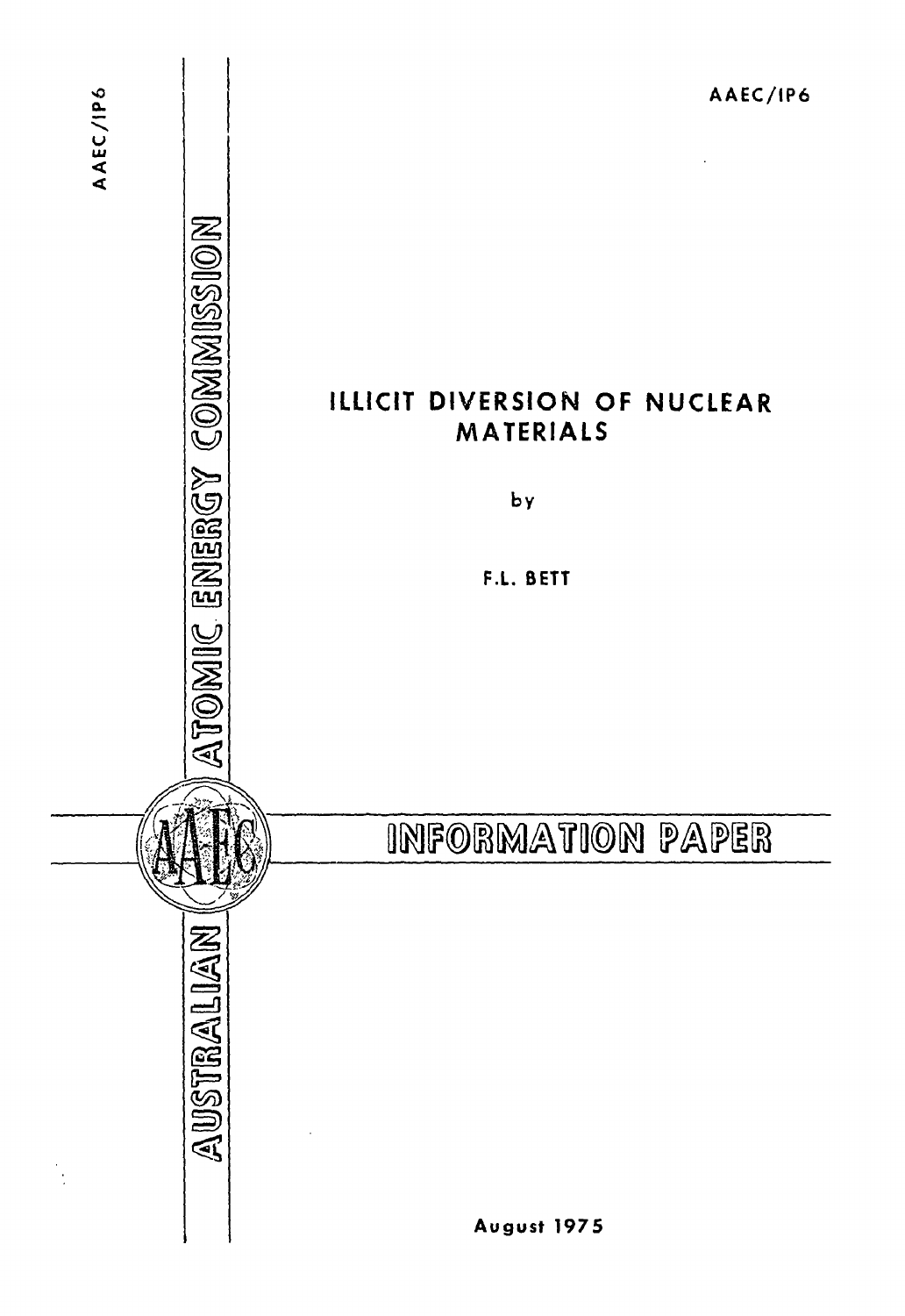AAEC/IP6

AUSTRALIAN ATOMIC ENERGY COMMISSION

# ILLICIT DIVERSION OF NUCLEAR MATERIALS

by

F.L. BETT

INFORMATION PAPER

August 1975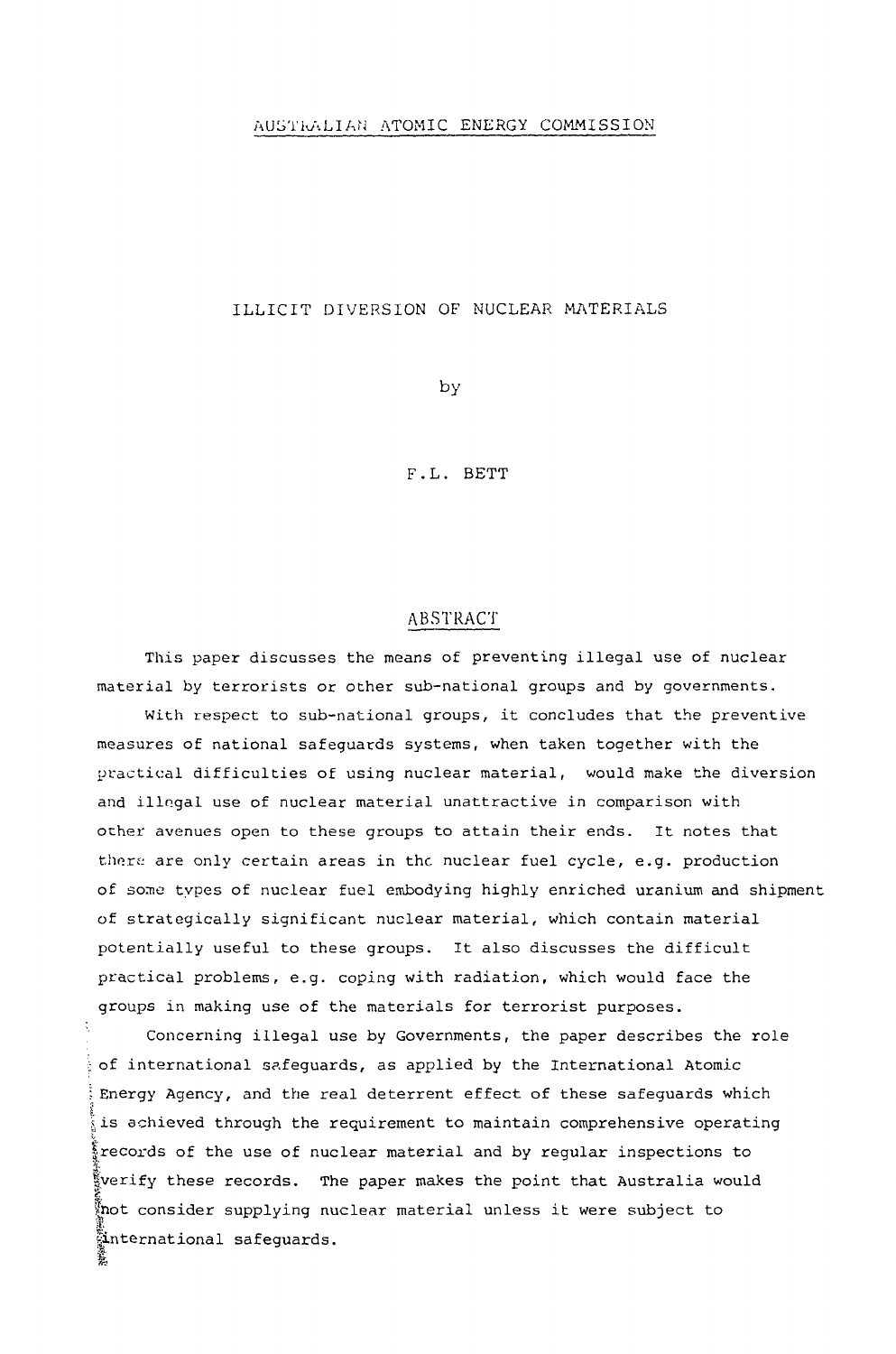AUSTRALIAN ATOMIC ENERGY COMMISSION

# ILLICIT DIVERSION OF NUCLEAR MATERIALS

by

F.L. BETT

## ABSTRACT

This paper discusses the means of preventing illegal use of nuclear material by terrorists or other sub-national groups and by governments.

With respect to sub-national groups, it concludes that the preventive measures of national safeguards systems, when taken together with the practical difficulties of using nuclear material, would make the diversion and illegal use of nuclear material unattractive in comparison with other avenues open to these groups to attain their ends. It notes that there are only certain areas in the nuclear fuel cycle, e.g. production of some types of nuclear fuel embodying highly enriched uranium and shipment of strategically significant nuclear material, which contain material potentially useful to these groups. It also discusses the difficult practical problems, e.g. coping with radiation, which would face the groups in making use of the materials for terrorist purposes.

Concerning illegal use by Governments, the paper describes the role of international safeguards, as applied by the International Atomic Energy Agency, and the real deterrent effect of these safeguards which is achieved through the requirement to maintain comprehensive operating records of the use of nuclear material and by regular inspections to verify these records. The paper makes the point that Australia would not consider supplying nuclear material unless it were subject to international safeguards.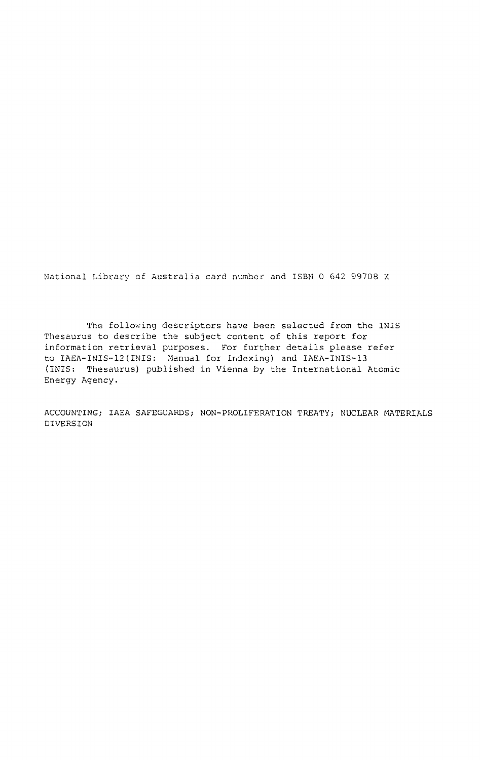National Library of Australia card number and ISBN 0 642 99708 X

The following descriptors have been selected from the INIS Thesaurus to describe the subject content of this report for information retrieval purposes. For further details please refer to IAEA-INIS-12 (INIS: Manual for Indexing) and IAEA-INIS-13 (INIS: Thesaurus) published in Vienna by the International Atomic Energy Agency.

ACCOUNTING; IAEA SAFEGUARDS; NON-PROLIFERATION TREATY; NUCLEAR MATERIALS DIVERSION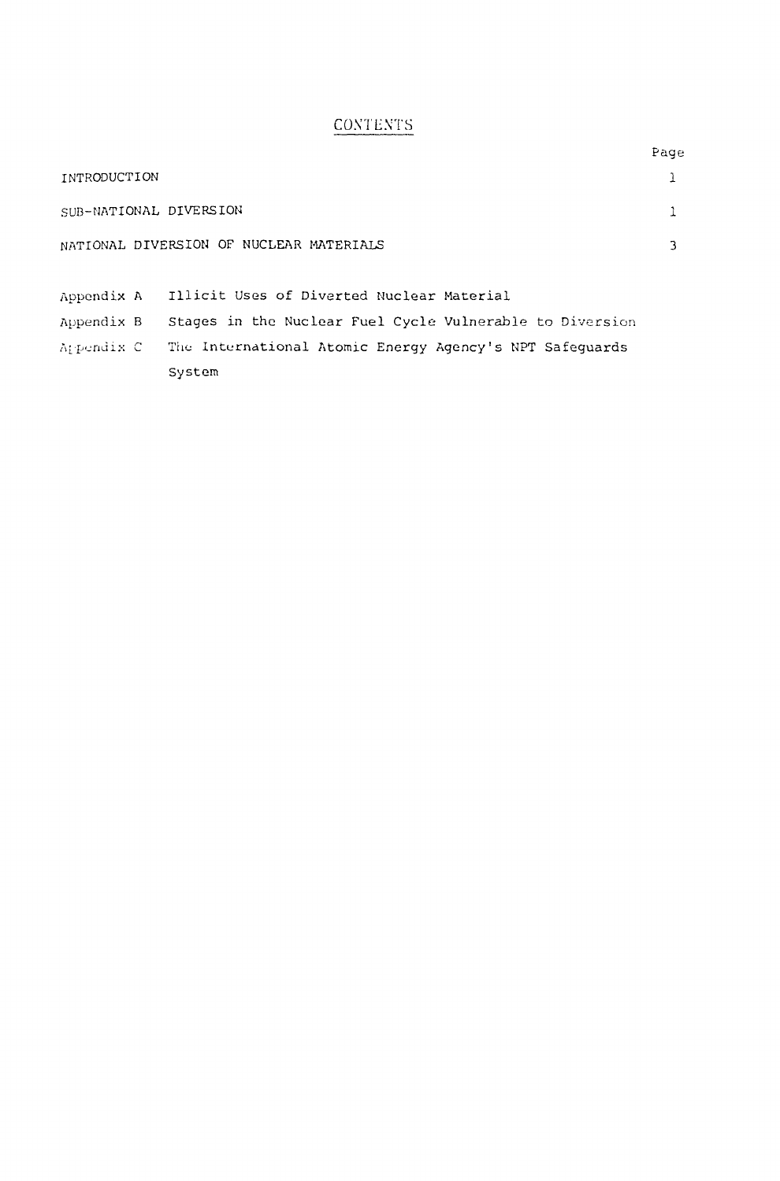# CONTENTS

| | Page |
|---|---|
| INTRODUCTION | 1 |
| SUB-NATIONAL DIVERSION | 1 |
| NATIONAL DIVERSION OF NUCLEAR MATERIALS | 3 |

| | |
|---|---|
| Appendix A | Illicit Uses of Diverted Nuclear Material |
| Appendix B | Stages in the Nuclear Fuel Cycle Vulnerable to Diversion |
| Appendix C | The International Atomic Energy Agency's NPT Safeguards System |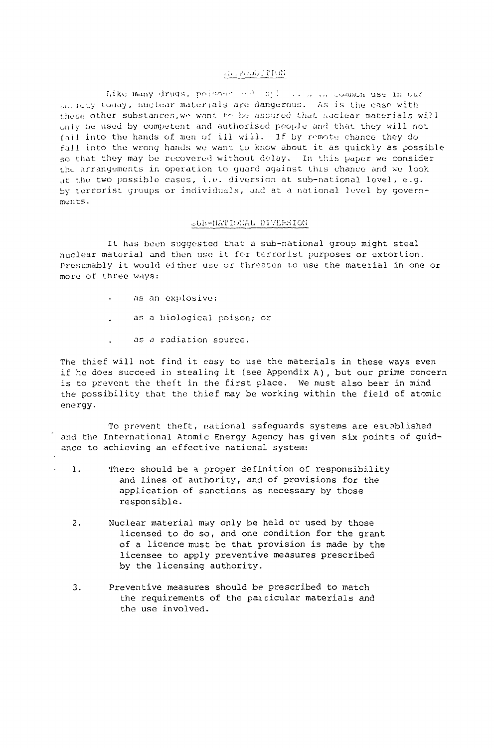## INTRODUCTION

Like many drugs, poisons and ... in common use in our society today, nuclear materials are dangerous. As is the case with these other substances, we want to be assured that nuclear materials will only be used by competent and authorised people and that they will not fall into the hands of men of ill will. If by remote chance they do fall into the wrong hands we want to know about it as quickly as possible so that they may be recovered without delay. In this paper we consider the arrangements in operation to guard against this chance and we look at the two possible cases, i.e. diversion at sub-national level, e.g. by terrorist groups or individuals, and at a national level by governments.

## SUB-NATIONAL DIVERSION

It has been suggested that a sub-national group might steal nuclear material and then use it for terrorist purposes or extortion. Presumably it would either use or threaten to use the material in one or more of three ways:

- as an explosive;
- as a biological poison; or
- as a radiation source.

The thief will not find it easy to use the materials in these ways even if he does succeed in stealing it (see Appendix A), but our prime concern is to prevent the theft in the first place. We must also bear in mind the possibility that the thief may be working within the field of atomic energy.

To prevent theft, national safeguards systems are established and the International Atomic Energy Agency has given six points of guidance to achieving an effective national system:

1. There should be a proper definition of responsibility and lines of authority, and of provisions for the application of sanctions as necessary by those responsible.

2. Nuclear material may only be held or used by those licensed to do so, and one condition for the grant of a licence must be that provision is made by the licensee to apply preventive measures prescribed by the licensing authority.

3. Preventive measures should be prescribed to match the requirements of the particular materials and the use involved.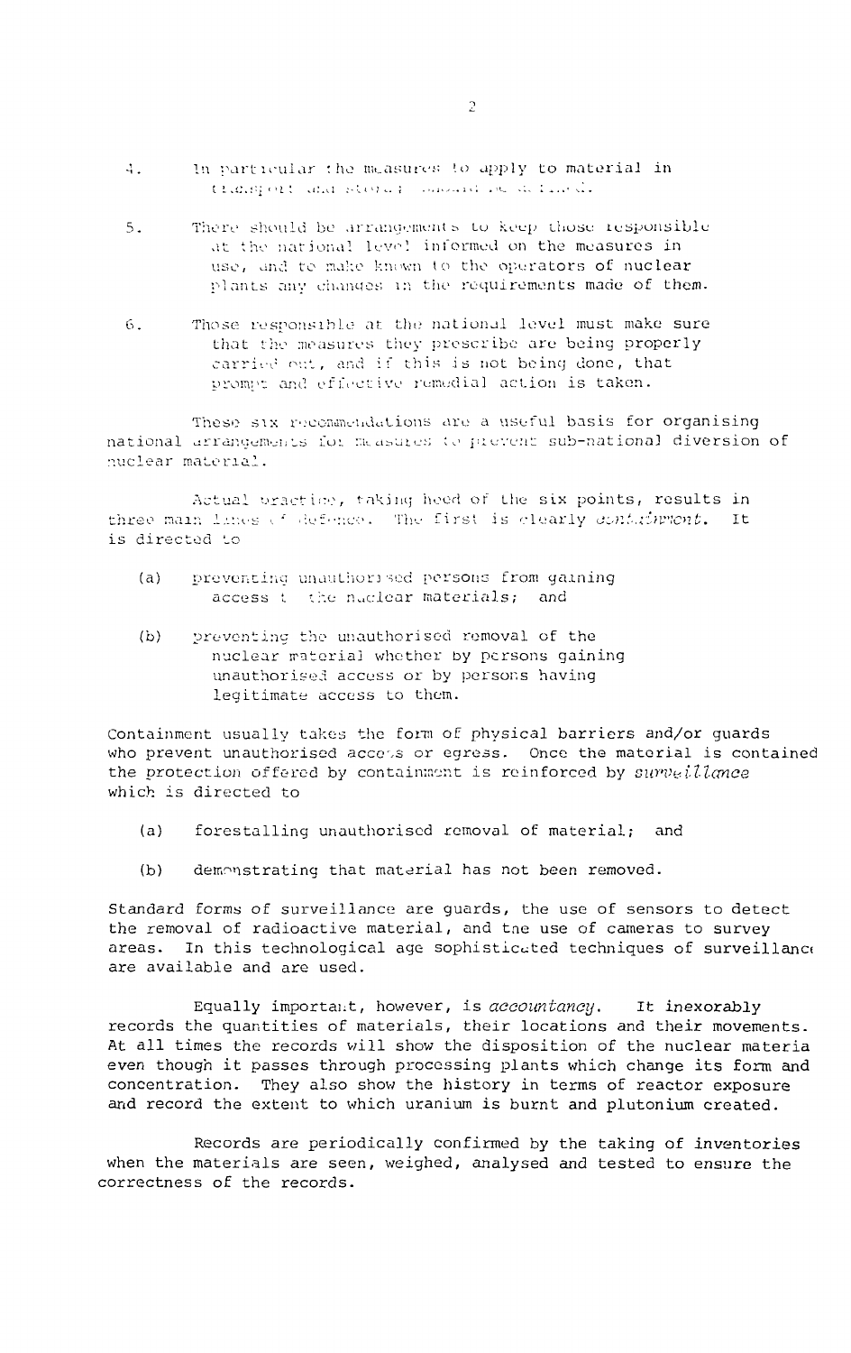4. In particular the measures to apply to material in transport and storage should be defined.

5. There should be arrangements to keep those responsible at the national level informed on the measures in use, and to make known to the operators of nuclear plants any changes in the requirements made of them.

6. Those responsible at the national level must make sure that the measures they prescribe are being properly carried out, and if this is not being done, that prompt and effective remedial action is taken.

These six recommendations are a useful basis for organising national arrangements for measures to prevent sub-national diversion of nuclear material.

Actual practice, taking heed of the six points, results in three main lines of defence. The first is clearly *containment*. It is directed to

(a) preventing unauthorised persons from gaining access to the nuclear materials; and

(b) preventing the unauthorised removal of the nuclear material whether by persons gaining unauthorised access or by persons having legitimate access to them.

Containment usually takes the form of physical barriers and/or guards who prevent unauthorised access or egress. Once the material is contained the protection offered by containment is reinforced by *surveillance* which is directed to

(a) forestalling unauthorised removal of material; and

(b) demonstrating that material has not been removed.

Standard forms of surveillance are guards, the use of sensors to detect the removal of radioactive material, and the use of cameras to survey areas. In this technological age sophisticated techniques of surveillance are available and are used.

Equally important, however, is *accountancy*. It inexorably records the quantities of materials, their locations and their movements. At all times the records will show the disposition of the nuclear material even though it passes through processing plants which change its form and concentration. They also show the history in terms of reactor exposure and record the extent to which uranium is burnt and plutonium created.

Records are periodically confirmed by the taking of inventories when the materials are seen, weighed, analysed and tested to ensure the correctness of the records.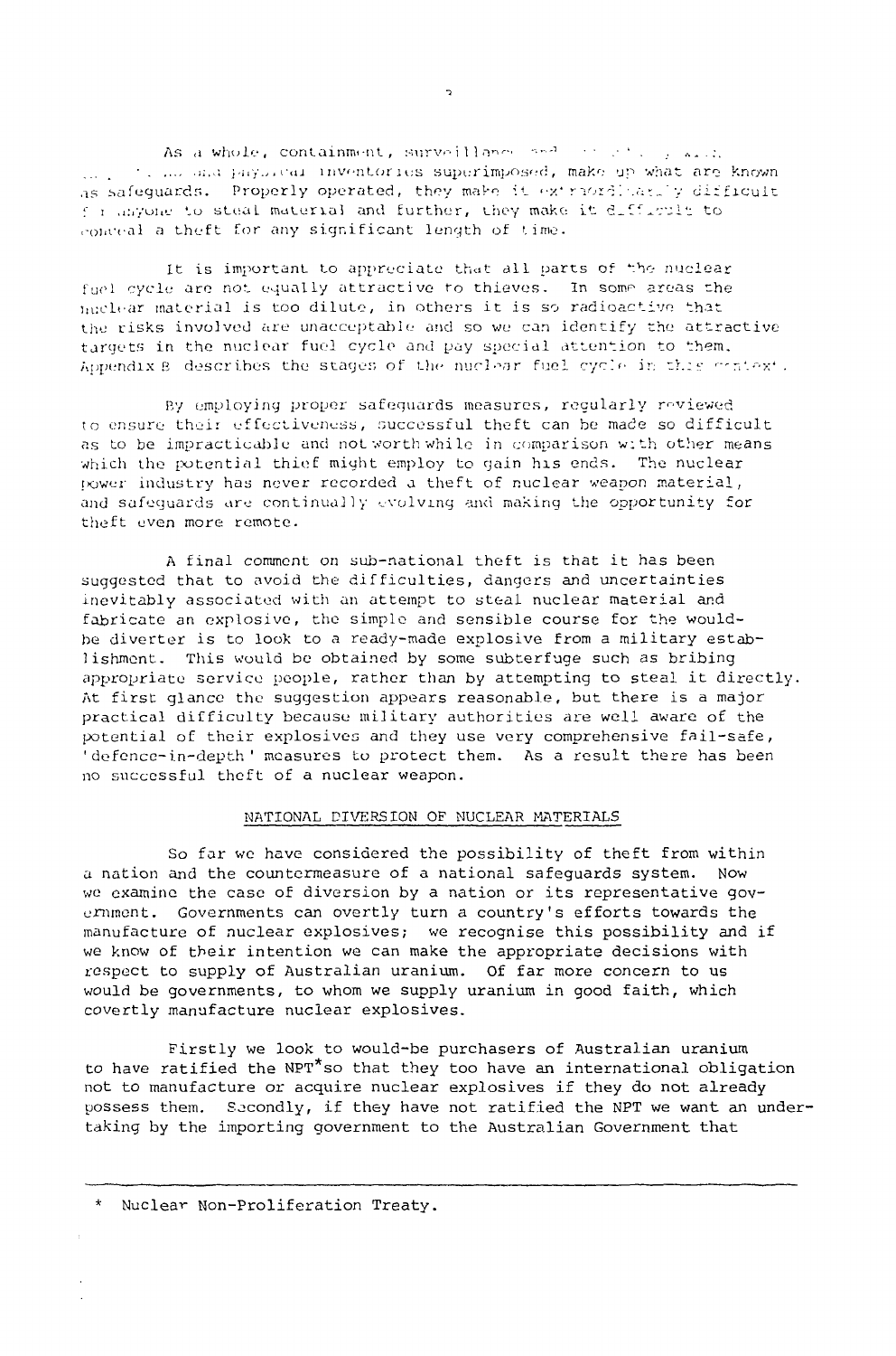As a whole, containment, surveillance and . . . . . . . . . . . . . and physical inventories superimposed, make up what are known as safeguards. Properly operated, they make it extraordinarily difficult for anyone to steal material and further, they make it difficult to conceal a theft for any significant length of time.

It is important to appreciate that all parts of the nuclear fuel cycle are not equally attractive to thieves. In some areas the nuclear material is too dilute, in others it is so radioactive that the risks involved are unacceptable and so we can identify the attractive targets in the nuclear fuel cycle and pay special attention to them. Appendix B describes the stages of the nuclear fuel cycle in this context.

By employing proper safeguards measures, regularly reviewed to ensure their effectiveness, successful theft can be made so difficult as to be impracticable and not worth while in comparison with other means which the potential thief might employ to gain his ends. The nuclear power industry has never recorded a theft of nuclear weapon material, and safeguards are continually evolving and making the opportunity for theft even more remote.

A final comment on sub-national theft is that it has been suggested that to avoid the difficulties, dangers and uncertainties inevitably associated with an attempt to steal nuclear material and fabricate an explosive, the simple and sensible course for the would-be diverter is to look to a ready-made explosive from a military establishment. This would be obtained by some subterfuge such as bribing appropriate service people, rather than by attempting to steal it directly. At first glance the suggestion appears reasonable, but there is a major practical difficulty because military authorities are well aware of the potential of their explosives and they use very comprehensive fail-safe, 'defence-in-depth' measures to protect them. As a result there has been no successful theft of a nuclear weapon.

## NATIONAL DIVERSION OF NUCLEAR MATERIALS

So far we have considered the possibility of theft from within a nation and the countermeasure of a national safeguards system. Now we examine the case of diversion by a nation or its representative government. Governments can overtly turn a country's efforts towards the manufacture of nuclear explosives; we recognise this possibility and if we know of their intention we can make the appropriate decisions with respect to supply of Australian uranium. Of far more concern to us would be governments, to whom we supply uranium in good faith, which covertly manufacture nuclear explosives.

Firstly we look to would-be purchasers of Australian uranium to have ratified the NPT* so that they too have an international obligation not to manufacture or acquire nuclear explosives if they do not already possess them. Secondly, if they have not ratified the NPT we want an undertaking by the importing government to the Australian Government that

---

\* Nuclear Non-Proliferation Treaty.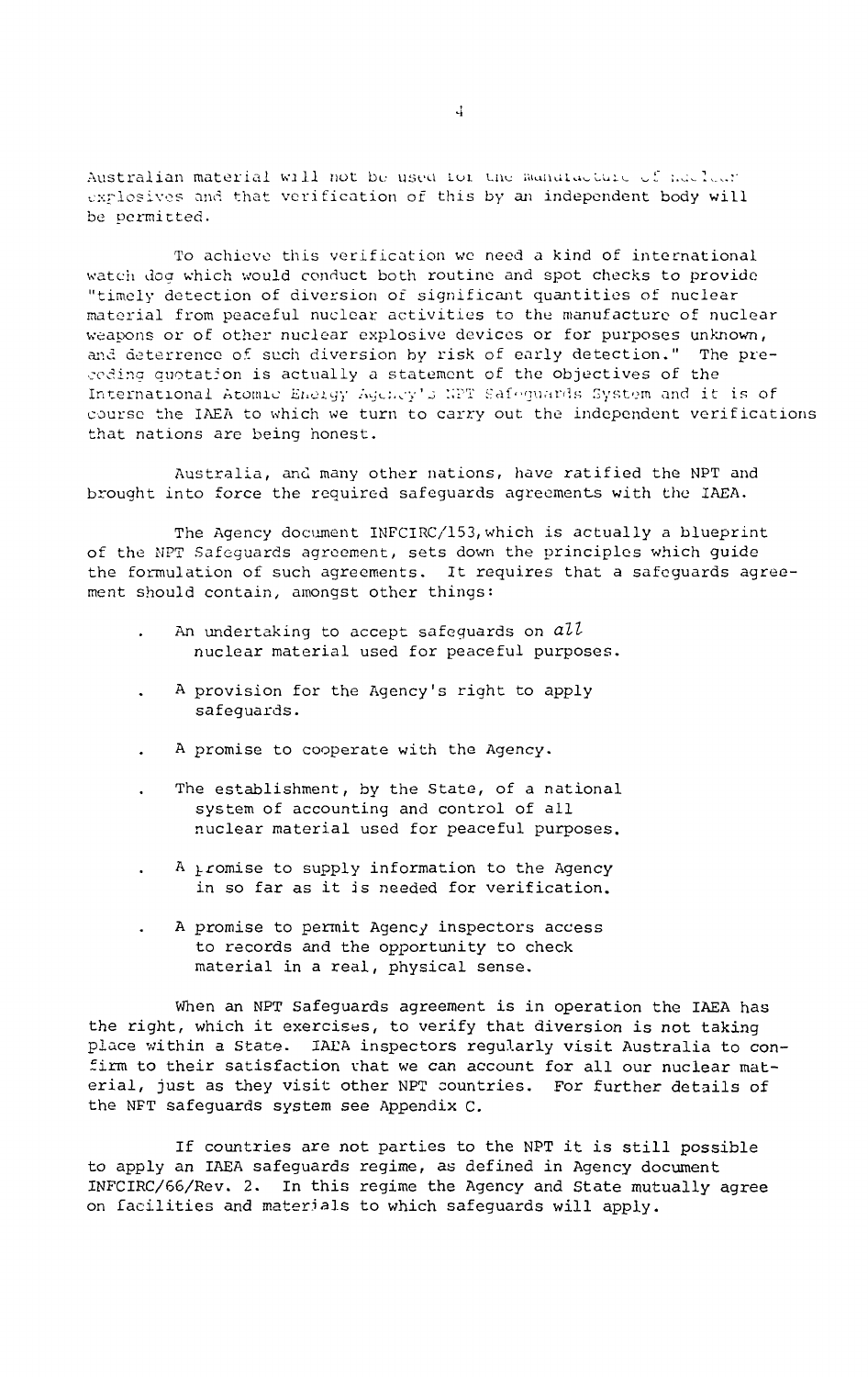Australian material will not be used for the manufacture of nuclear explosives and that verification of this by an independent body will be permitted.

To achieve this verification we need a kind of international watch dog which would conduct both routine and spot checks to provide "timely detection of diversion of significant quantities of nuclear material from peaceful nuclear activities to the manufacture of nuclear weapons or of other nuclear explosive devices or for purposes unknown, and deterrence of such diversion by risk of early detection." The preceding quotation is actually a statement of the objectives of the International Atomic Energy Agency's NPT Safeguards System and it is of course the IAEA to which we turn to carry out the independent verifications that nations are being honest.

Australia, and many other nations, have ratified the NPT and brought into force the required safeguards agreements with the IAEA.

The Agency document INFCIRC/153, which is actually a blueprint of the NPT Safeguards agreement, sets down the principles which guide the formulation of such agreements. It requires that a safeguards agreement should contain, amongst other things:

- An undertaking to accept safeguards on *all* nuclear material used for peaceful purposes.
- A provision for the Agency's right to apply safeguards.
- A promise to cooperate with the Agency.
- The establishment, by the State, of a national system of accounting and control of all nuclear material used for peaceful purposes.
- A promise to supply information to the Agency in so far as it is needed for verification.
- A promise to permit Agency inspectors access to records and the opportunity to check material in a real, physical sense.

When an NPT Safeguards agreement is in operation the IAEA has the right, which it exercises, to verify that diversion is not taking place within a State. IAEA inspectors regularly visit Australia to confirm to their satisfaction that we can account for all our nuclear material, just as they visit other NPT countries. For further details of the NPT safeguards system see Appendix C.

If countries are not parties to the NPT it is still possible to apply an IAEA safeguards regime, as defined in Agency document INFCIRC/66/Rev. 2. In this regime the Agency and State mutually agree on facilities and materials to which safeguards will apply.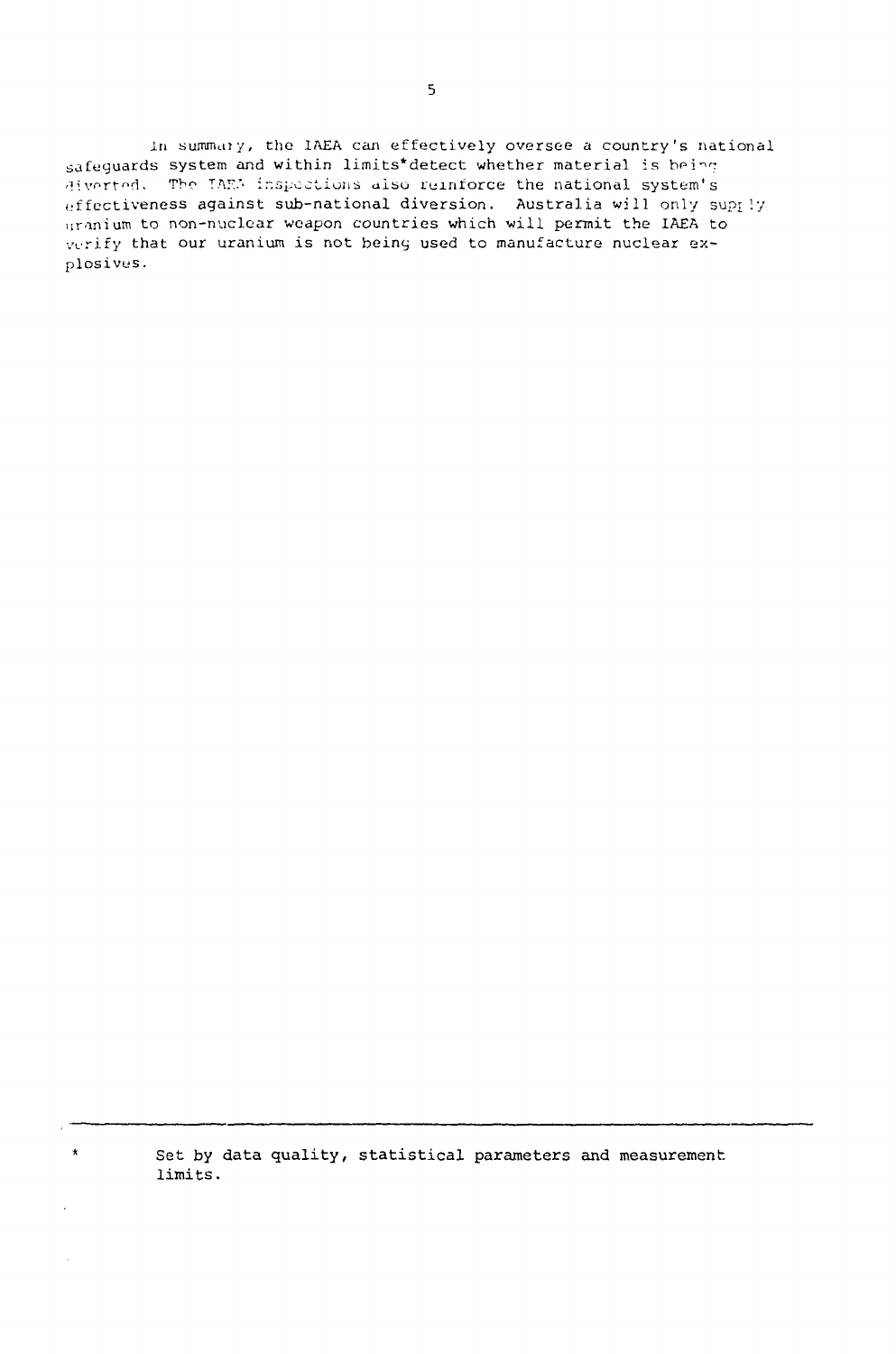In summary, the IAEA can effectively oversee a country's national safeguards system and within limits*detect whether material is being diverted. The IAEA inspections also reinforce the national system's effectiveness against sub-national diversion. Australia will only supply uranium to non-nuclear weapon countries which will permit the IAEA to verify that our uranium is not being used to manufacture nuclear explosives.

---

* Set by data quality, statistical parameters and measurement limits.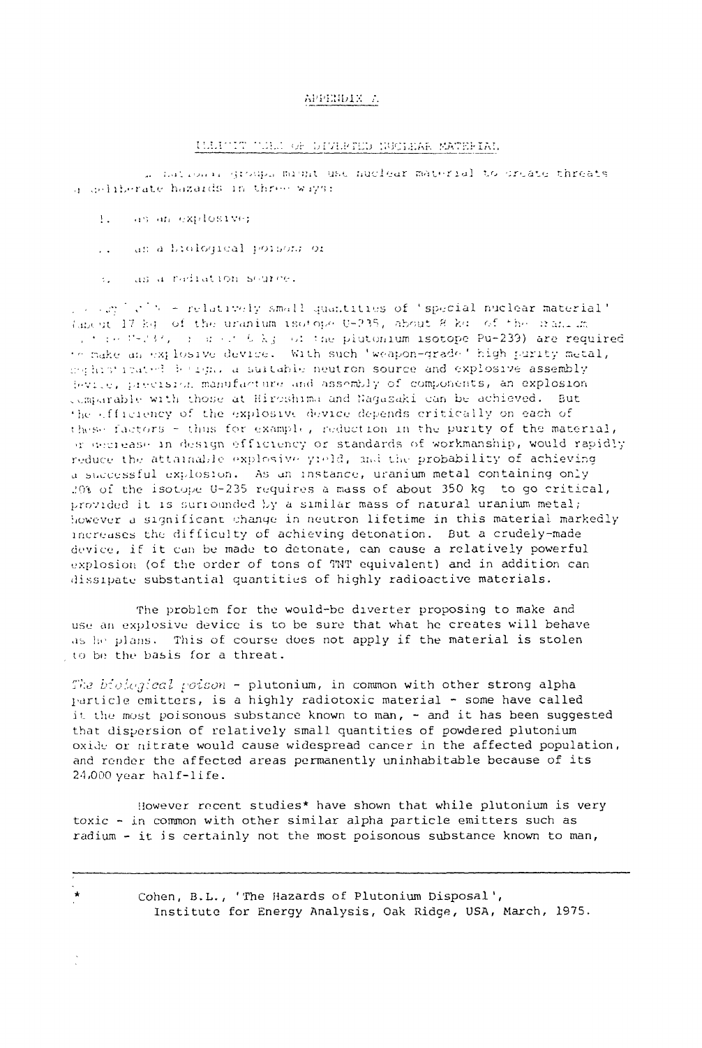## APPENDIX A

### ILLICIT USE OF DIVERTED NUCLEAR MATERIAL

A national groups might use nuclear material to create threats or deliberate hazards in three ways:

1. as an explosive;
2. as a biological poison; or
3. as a radiation source.

*The explosive* - relatively small quantities of 'special nuclear material' (about 17 kg of the uranium isotope U-235, about 8 kg of the uranium isotope U-233, or about 6 kg of the plutonium isotope Pu-239) are required to make an explosive device. With such 'weapon-grade' high purity metal, sophisticated design, a suitable neutron source and explosive assembly device, precision manufacture and assembly of components, an explosion comparable with those at Hiroshima and Nagasaki can be achieved. But the efficiency of the explosive device depends critically on each of these factors - thus for example, reduction in the purity of the material, or decrease in design efficiency or standards of workmanship, would rapidly reduce the attainable explosive yield, and the probability of achieving a successful explosion. As an instance, uranium metal containing only 20% of the isotope U-235 requires a mass of about 350 kg to go critical, provided it is surrounded by a similar mass of natural uranium metal; however a significant change in neutron lifetime in this material markedly increases the difficulty of achieving detonation. But a crudely-made device, if it can be made to detonate, can cause a relatively powerful explosion (of the order of tons of TNT equivalent) and in addition can dissipate substantial quantities of highly radioactive materials.

The problem for the would-be diverter proposing to make and use an explosive device is to be sure that what he creates will behave as he plans. This of course does not apply if the material is stolen to be the basis for a threat.

*The biological poison* - plutonium, in common with other strong alpha particle emitters, is a highly radiotoxic material - some have called it the most poisonous substance known to man, - and it has been suggested that dispersion of relatively small quantities of powdered plutonium oxide or nitrate would cause widespread cancer in the affected population, and render the affected areas permanently uninhabitable because of its 24,000 year half-life.

However recent studies* have shown that while plutonium is very toxic - in common with other similar alpha particle emitters such as radium - it is certainly not the most poisonous substance known to man,

---

\* Cohen, B.L., 'The Hazards of Plutonium Disposal', Institute for Energy Analysis, Oak Ridge, USA, March, 1975.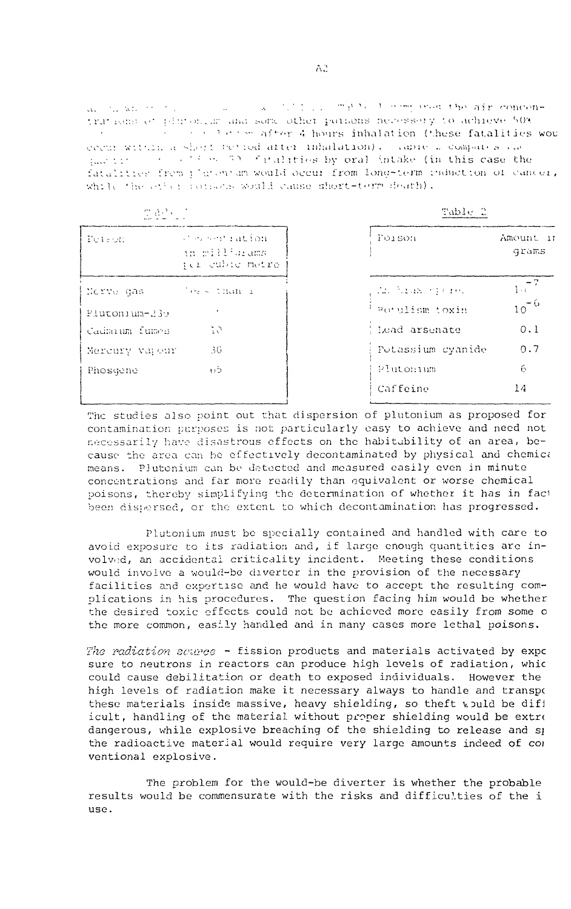... the air concentrations of plutonium and some other poisons necessary to achieve 50% ... after 4 hours inhalation (these fatalities would occur within a short period after inhalation). Table 2 compares the ... 50% fatalities by oral intake (in this case the fatalities from plutonium would occur from long-term induction of cancer, while the other poisons would cause short-term death).

Table 1

| Poison | Concentration in milligrams per cubic metre |
|---|---|
| Nerve gas | less than 1 |
| Plutonium-239 | |
| Cadmium fumes | 10 |
| Mercury vapour | 30 |
| Phosgene | 65 |

Table 2

| Poison | Amount in grams |
|---|---|
| ... | $10^{-7}$ |
| Botulism toxin | $10^{-6}$ |
| Lead arsenate | 0.1 |
| Potassium cyanide | 0.7 |
| Plutonium | 6 |
| Caffeine | 14 |

The studies also point out that dispersion of plutonium as proposed for contamination purposes is not particularly easy to achieve and need not necessarily have disastrous effects on the habitability of an area, because the area can be effectively decontaminated by physical and chemica means. Plutonium can be detected and measured easily even in minute concentrations and far more readily than equivalent or worse chemical poisons, thereby simplifying the determination of whether it has in fact been dispersed, or the extent to which decontamination has progressed.

Plutonium must be specially contained and handled with care to avoid exposure to its radiation and, if large enough quantities are involved, an accidental criticality incident. Meeting these conditions would involve a would-be diverter in the provision of the necessary facilities and expertise and he would have to accept the resulting complications in his procedures. The question facing him would be whether the desired toxic effects could not be achieved more easily from some o the more common, easily handled and in many cases more lethal poisons.

*The radiation source* - fission products and materials activated by exposure to neutrons in reactors can produce high levels of radiation, which could cause debilitation or death to exposed individuals. However the high levels of radiation make it necessary always to handle and transport these materials inside massive, heavy shielding, so theft would be difficult, handling of the material without proper shielding would be extre dangerous, while explosive breaching of the shielding to release and sp the radioactive material would require very large amounts indeed of conventional explosive.

The problem for the would-be diverter is whether the probable results would be commensurate with the risks and difficulties of the i use.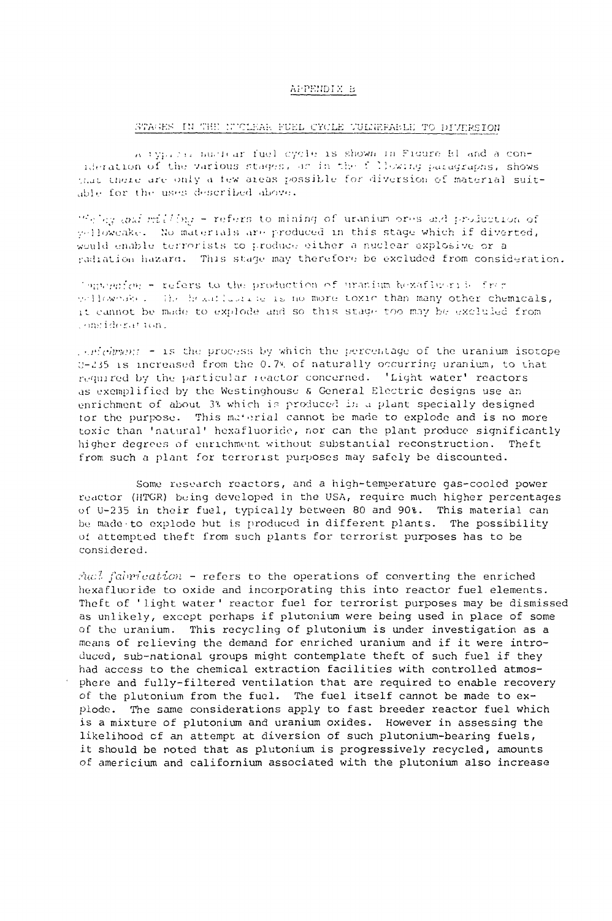APPENDIX B

STAGES IN THE NUCLEAR FUEL CYCLE VULNERABLE TO DIVERSION

A typical nuclear fuel cycle is shown in Figure B1 and a consideration of the various stages, as in the following paragraphs, shows that there are only a few areas possible for diversion of material suitable for the uses described above.

*Mining and milling* - refers to mining of uranium ores and production of yellowcake. No materials are produced in this stage which if diverted, would enable terrorists to produce either a nuclear explosive or a radiation hazard. This stage may therefore be excluded from consideration.

*Conversion* - refers to the production of uranium hexafluoride from yellowcake. The hexafluoride is no more toxic than many other chemicals, it cannot be made to explode and so this stage too may be excluded from consideration.

*Enrichment* - is the process by which the percentage of the uranium isotope U-235 is increased from the 0.7% of naturally occurring uranium, to that required by the particular reactor concerned. 'Light water' reactors as exemplified by the Westinghouse & General Electric designs use an enrichment of about 3% which is produced in a plant specially designed for the purpose. This material cannot be made to explode and is no more toxic than 'natural' hexafluoride, nor can the plant produce significantly higher degrees of enrichment without substantial reconstruction. Theft from such a plant for terrorist purposes may safely be discounted.

Some research reactors, and a high-temperature gas-cooled power reactor (HTGR) being developed in the USA, require much higher percentages of U-235 in their fuel, typically between 80 and 90%. This material can be made to explode but is produced in different plants. The possibility of attempted theft from such plants for terrorist purposes has to be considered.

*Fuel fabrication* - refers to the operations of converting the enriched hexafluoride to oxide and incorporating this into reactor fuel elements. Theft of 'light water' reactor fuel for terrorist purposes may be dismissed as unlikely, except perhaps if plutonium were being used in place of some of the uranium. This recycling of plutonium is under investigation as a means of relieving the demand for enriched uranium and if it were introduced, sub-national groups might contemplate theft of such fuel if they had access to the chemical extraction facilities with controlled atmosphere and fully-filtered ventilation that are required to enable recovery of the plutonium from the fuel. The fuel itself cannot be made to explode. The same considerations apply to fast breeder reactor fuel which is a mixture of plutonium and uranium oxides. However in assessing the likelihood of an attempt at diversion of such plutonium-bearing fuels, it should be noted that as plutonium is progressively recycled, amounts of americium and californium associated with the plutonium also increase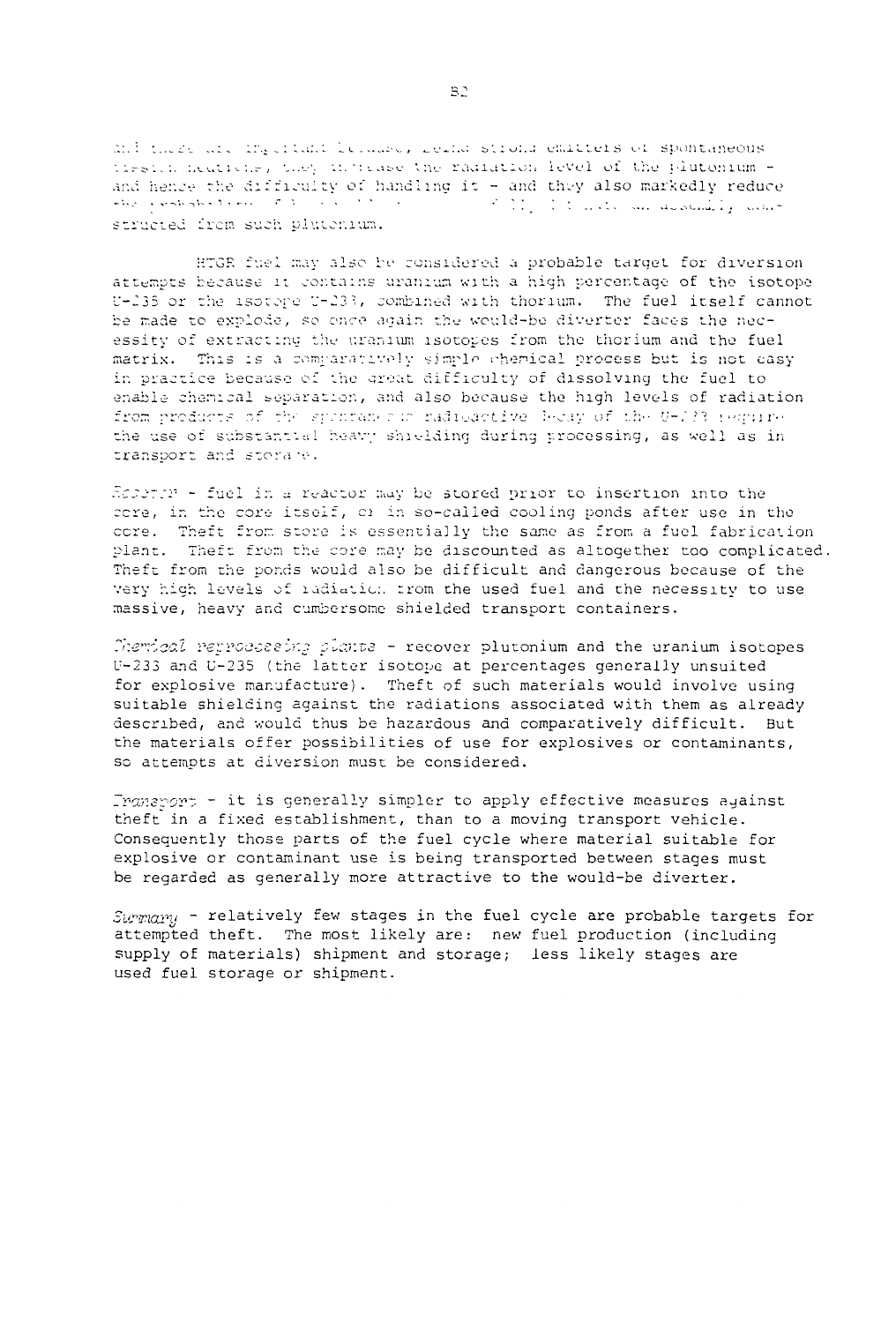and these are important because, being strong emitters of spontaneous fission neutrons, they increase the radiation level of the plutonium - and hence the difficulty of handling it - and they also markedly reduce the probability of ... an explosive device constructed from such plutonium.

HTGR fuel may also be considered a probable target for diversion attempts because it contains uranium with a high percentage of the isotope U-235 or the isotope U-233, combined with thorium. The fuel itself cannot be made to explode, so once again the would-be diverter faces the necessity of extracting the uranium isotopes from the thorium and the fuel matrix. This is a comparatively simple chemical process but is not easy in practice because of the great difficulty of dissolving the fuel to enable chemical separation, and also because the high levels of radiation from products of the spontaneous radioactive decay of the U-233 require the use of substantial heavy shielding during processing, as well as in transport and storage.

*Reactor* - fuel in a reactor may be stored prior to insertion into the core, in the core itself, or in so-called cooling ponds after use in the core. Theft from store is essentially the same as from a fuel fabrication plant. Theft from the core may be discounted as altogether too complicated. Theft from the ponds would also be difficult and dangerous because of the very high levels of radiation from the used fuel and the necessity to use massive, heavy and cumbersome shielded transport containers.

*Chemical reprocessing plants* - recover plutonium and the uranium isotopes U-233 and U-235 (the latter isotope at percentages generally unsuited for explosive manufacture). Theft of such materials would involve using suitable shielding against the radiations associated with them as already described, and would thus be hazardous and comparatively difficult. But the materials offer possibilities of use for explosives or contaminants, so attempts at diversion must be considered.

*Transport* - it is generally simpler to apply effective measures against theft in a fixed establishment, than to a moving transport vehicle. Consequently those parts of the fuel cycle where material suitable for explosive or contaminant use is being transported between stages must be regarded as generally more attractive to the would-be diverter.

*Summary* - relatively few stages in the fuel cycle are probable targets for attempted theft. The most likely are: new fuel production (including supply of materials) shipment and storage; less likely stages are used fuel storage or shipment.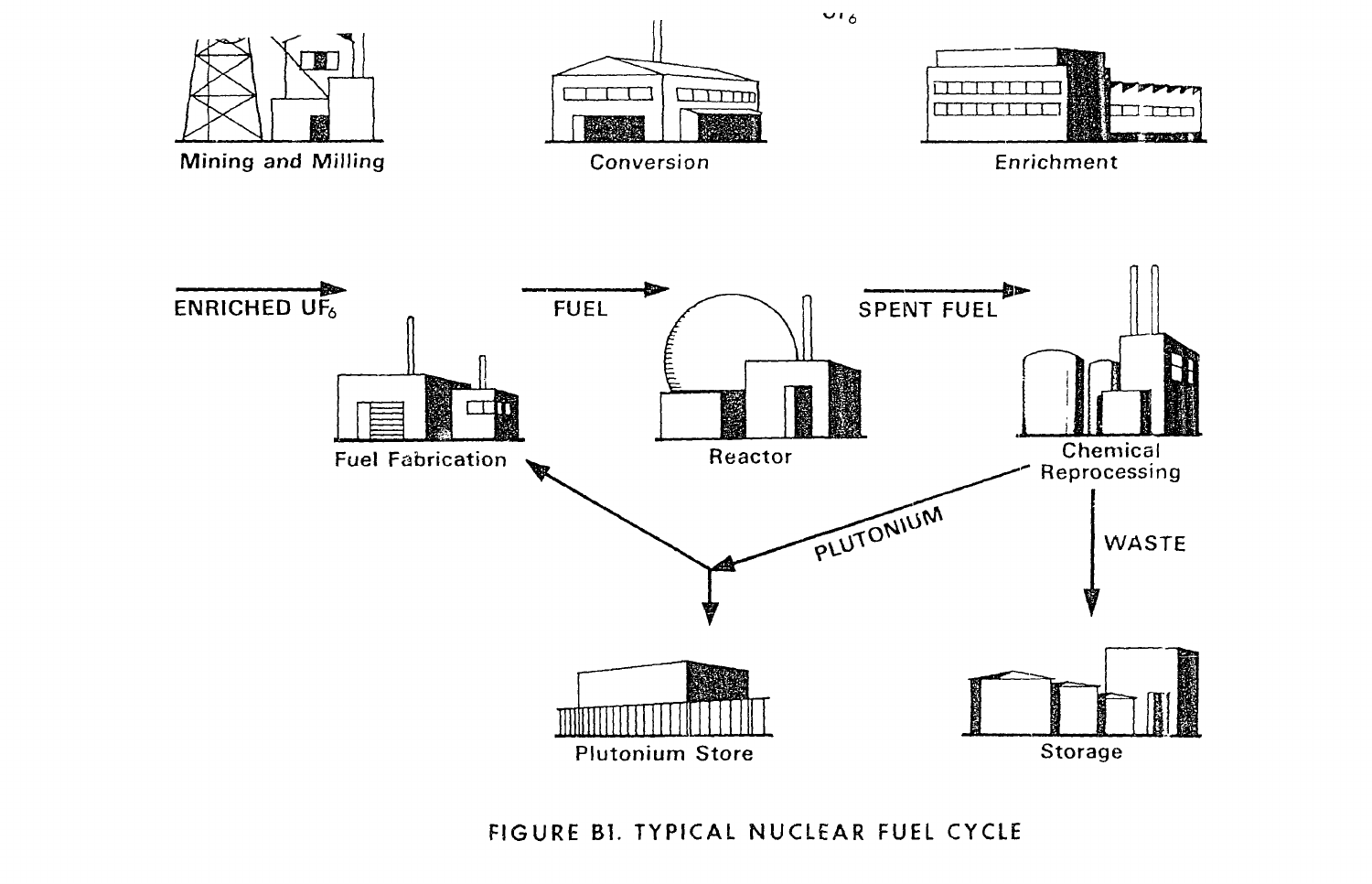$UF_6$

Mining and Milling

Conversion

Enrichment

ENRICHED $UF_6$

FUEL

SPENT FUEL

Fuel Fabrication

Reactor

Chemical Reprocessing

PLUTONIUM

WASTE

Plutonium Store

Storage

FIGURE B1. TYPICAL NUCLEAR FUEL CYCLE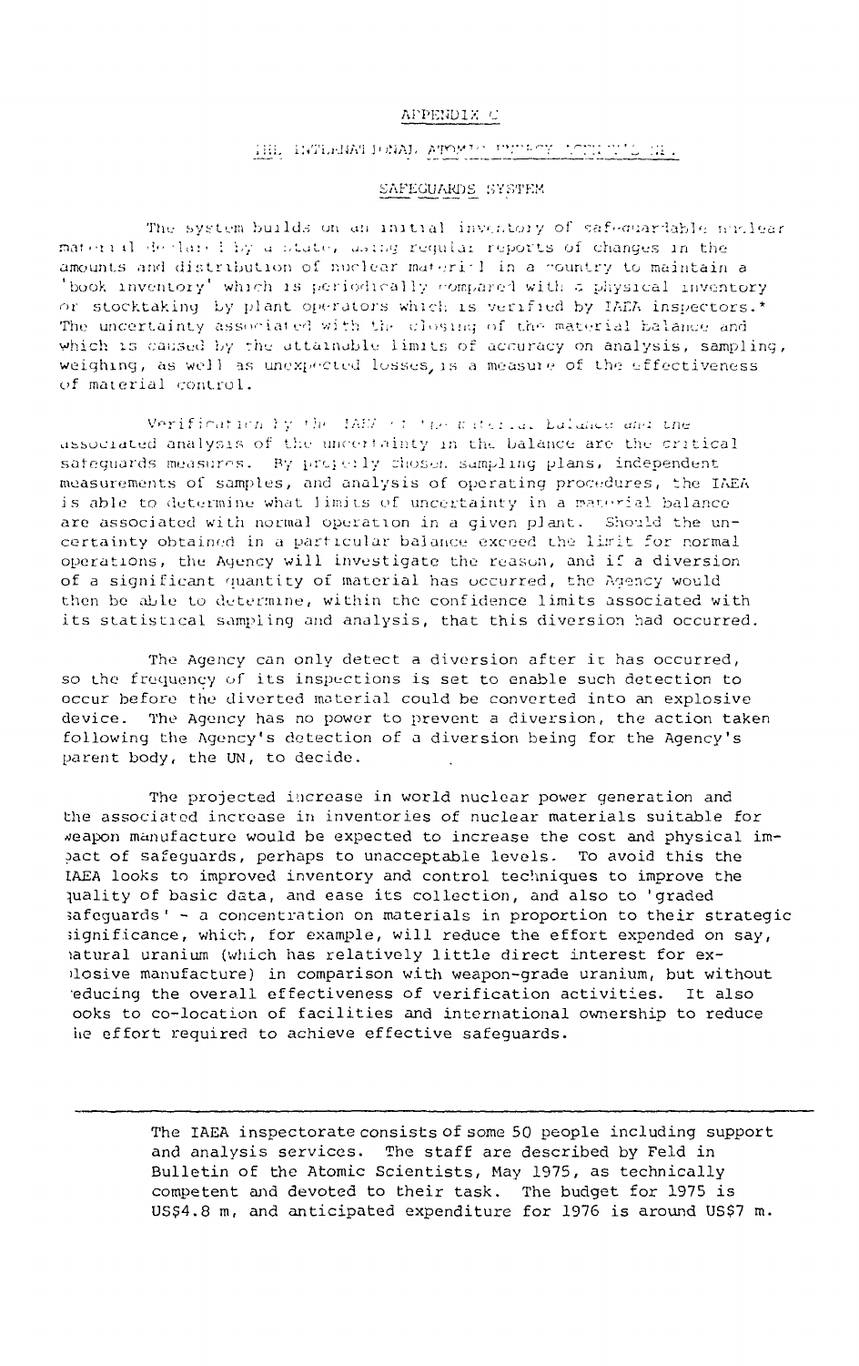# APPENDIX C

## THE INTERNATIONAL ATOMIC ENERGY AGENCY'S (IAEA)

## SAFEGUARDS SYSTEM

The system builds on an initial inventory of safeguardable nuclear material declared by a state, using regular reports of changes in the amounts and distribution of nuclear material in a country to maintain a 'book inventory' which is periodically compared with a physical inventory or stocktaking by plant operators which is verified by IAEA inspectors.* The uncertainty associated with the closing of the material balance and which is caused by the attainable limits of accuracy on analysis, sampling, weighing, as well as unexpected losses, is a measure of the effectiveness of material control.

Verification by the IAEA of the material balance and the associated analysis of the uncertainty in the balance are the critical safeguards measures. By properly chosen sampling plans, independent measurements of samples, and analysis of operating procedures, the IAEA is able to determine what limits of uncertainty in a material balance are associated with normal operation in a given plant. Should the uncertainty obtained in a particular balance exceed the limit for normal operations, the Agency will investigate the reason, and if a diversion of a significant quantity of material has occurred, the Agency would then be able to determine, within the confidence limits associated with its statistical sampling and analysis, that this diversion had occurred.

The Agency can only detect a diversion after it has occurred, so the frequency of its inspections is set to enable such detection to occur before the diverted material could be converted into an explosive device. The Agency has no power to prevent a diversion, the action taken following the Agency's detection of a diversion being for the Agency's parent body, the UN, to decide.

The projected increase in world nuclear power generation and the associated increase in inventories of nuclear materials suitable for weapon manufacture would be expected to increase the cost and physical impact of safeguards, perhaps to unacceptable levels. To avoid this the IAEA looks to improved inventory and control techniques to improve the quality of basic data, and ease its collection, and also to 'graded safeguards' - a concentration on materials in proportion to their strategic significance, which, for example, will reduce the effort expended on say, natural uranium (which has relatively little direct interest for explosive manufacture) in comparison with weapon-grade uranium, but without reducing the overall effectiveness of verification activities. It also looks to co-location of facilities and international ownership to reduce the effort required to achieve effective safeguards.

---

\* The IAEA inspectorate consists of some 50 people including support and analysis services. The staff are described by Feld in Bulletin of the Atomic Scientists, May 1975, as technically competent and devoted to their task. The budget for 1975 is US$4.8 m, and anticipated expenditure for 1976 is around US$7 m.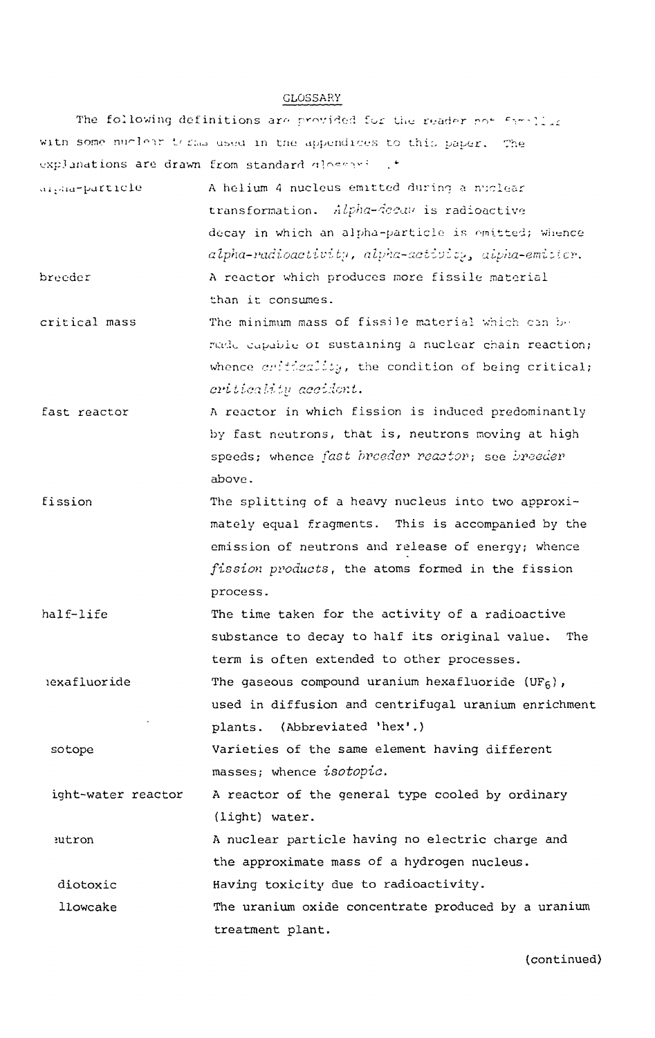## GLOSSARY

The following definitions are provided for the reader not familiar with some nuclear terms used in the appendices to this paper. The explanations are drawn from standard glossaries.*

| | |
|---|---|
| alpha-particle | A helium 4 nucleus emitted during a nuclear transformation. *Alpha-decay* is radioactive decay in which an alpha-particle is emitted; whence *alpha-radioactivity, alpha-activity, alpha-emitter.* |
| breeder | A reactor which produces more fissile material than it consumes. |
| critical mass | The minimum mass of fissile material which can be made capable of sustaining a nuclear chain reaction; whence *criticality*, the condition of being critical; *criticality accident.* |
| fast reactor | A reactor in which fission is induced predominantly by fast neutrons, that is, neutrons moving at high speeds; whence *fast breeder reactor*; see *breeder* above. |
| fission | The splitting of a heavy nucleus into two approximately equal fragments. This is accompanied by the emission of neutrons and release of energy; whence *fission products*, the atoms formed in the fission process. |
| half-life | The time taken for the activity of a radioactive substance to decay to half its original value. The term is often extended to other processes. |
| hexafluoride | The gaseous compound uranium hexafluoride ($UF_6$), used in diffusion and centrifugal uranium enrichment plants. (Abbreviated 'hex'.) |
| isotope | Varieties of the same element having different masses; whence *isotopic.* |
| light-water reactor | A reactor of the general type cooled by ordinary (light) water. |
| neutron | A nuclear particle having no electric charge and the approximate mass of a hydrogen nucleus. |
| radiotoxic | Having toxicity due to radioactivity. |
| yellowcake | The uranium oxide concentrate produced by a uranium treatment plant. |

(continued)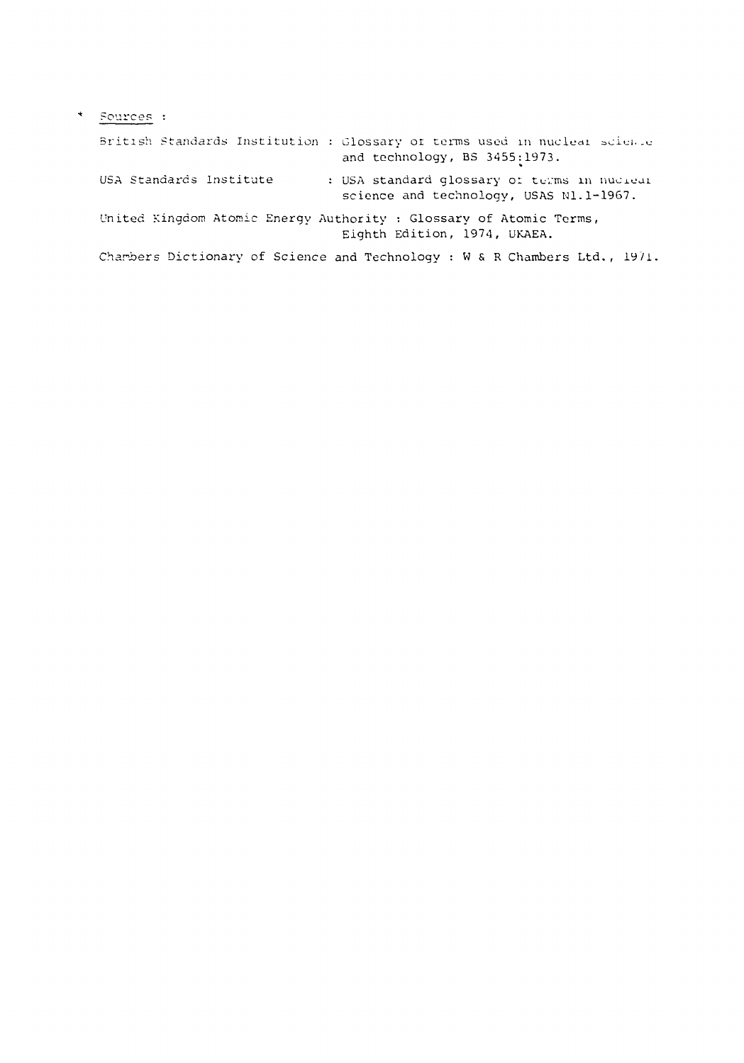\* Sources :

British Standards Institution : Glossary of terms used in nuclear science and technology, BS 3455:1973.

USA Standards Institute : USA standard glossary of terms in nuclear science and technology, USAS N1.1-1967.

United Kingdom Atomic Energy Authority : Glossary of Atomic Terms, Eighth Edition, 1974, UKAEA.

Chambers Dictionary of Science and Technology : W & R Chambers Ltd., 1971.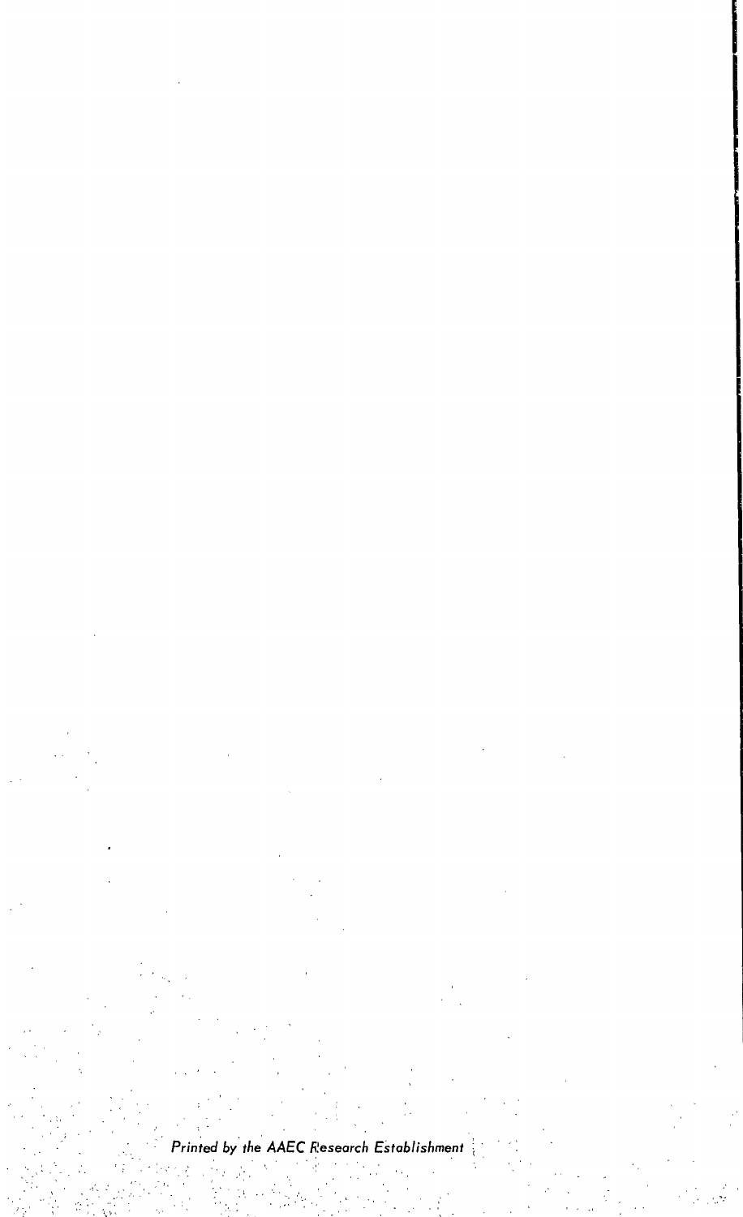*Printed by the AAEC Research Establishment*